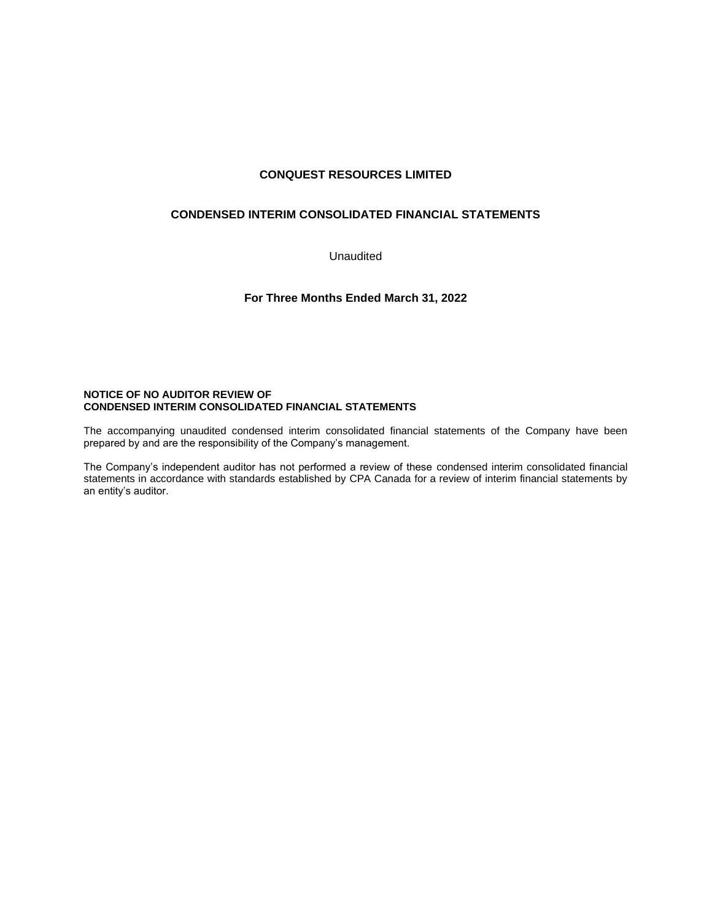# CONQUEST RESOURCES LIMITED

## CONDENSED INTERIM CONSOLIDATED FINANCIAL STATEMENTS

Unaudited

### For Three Months Ended March 31, 2022

**NOTICE OF NO AUDITOR REVIEW OF**
**CONDENSED INTERIM CONSOLIDATED FINANCIAL STATEMENTS**

The accompanying unaudited condensed interim consolidated financial statements of the Company have been prepared by and are the responsibility of the Company's management.

The Company's independent auditor has not performed a review of these condensed interim consolidated financial statements in accordance with standards established by CPA Canada for a review of interim financial statements by an entity's auditor.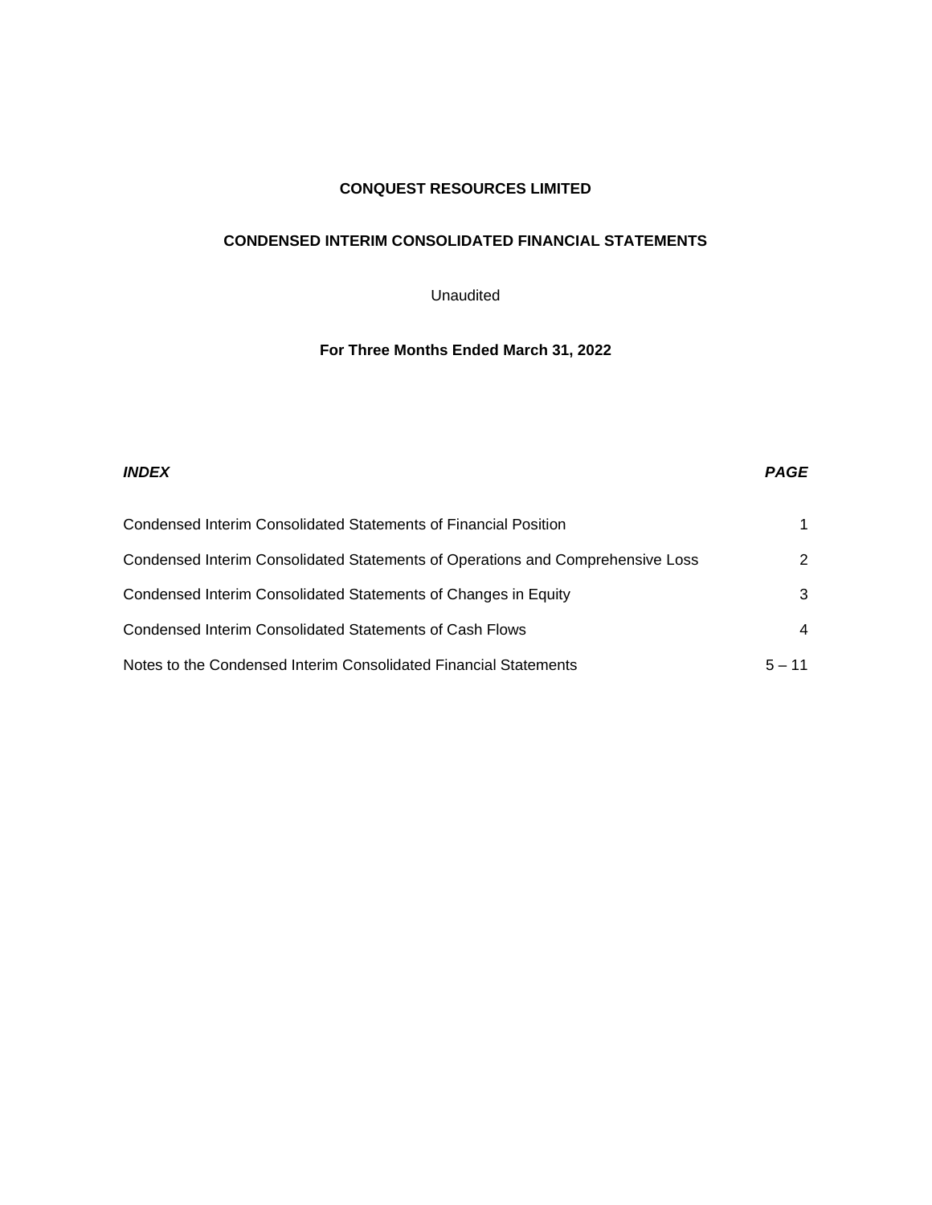**CONQUEST RESOURCES LIMITED**

**CONDENSED INTERIM CONSOLIDATED FINANCIAL STATEMENTS**

Unaudited

**For Three Months Ended March 31, 2022**

| ***INDEX*** | ***PAGE*** |
|---|---|
| Condensed Interim Consolidated Statements of Financial Position | 1 |
| Condensed Interim Consolidated Statements of Operations and Comprehensive Loss | 2 |
| Condensed Interim Consolidated Statements of Changes in Equity | 3 |
| Condensed Interim Consolidated Statements of Cash Flows | 4 |
| Notes to the Condensed Interim Consolidated Financial Statements | 5 – 11 |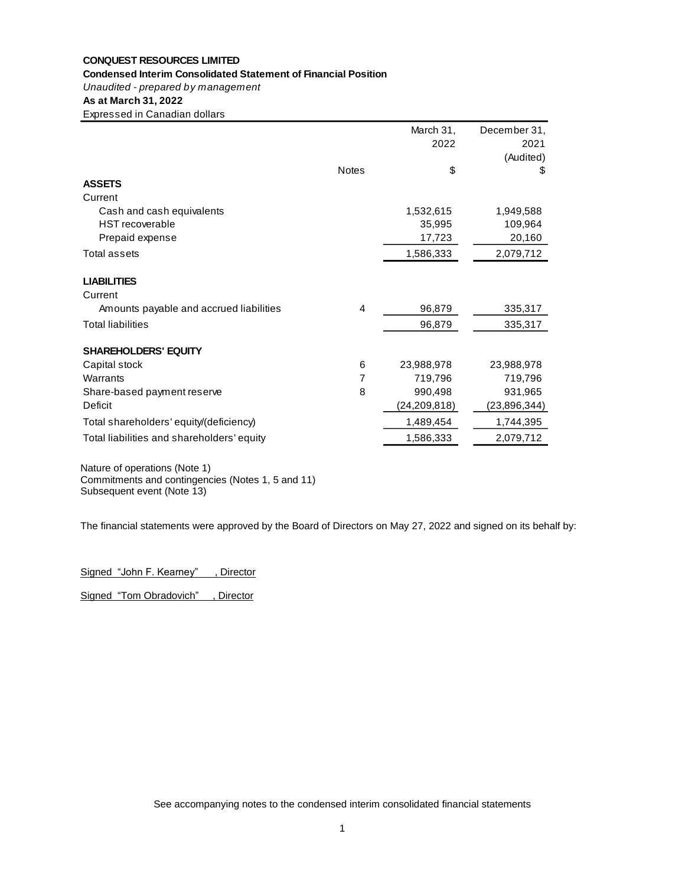**CONQUEST RESOURCES LIMITED**

**Condensed Interim Consolidated Statement of Financial Position**

*Unaudited - prepared by management*

**As at March 31, 2022**

Expressed in Canadian dollars

| | Notes | March 31, 2022 $ | December 31, 2021 (Audited) $ |
|---|---|---|---|
| **ASSETS** | | | |
| Current | | | |
| Cash and cash equivalents | | 1,532,615 | 1,949,588 |
| HST recoverable | | 35,995 | 109,964 |
| Prepaid expense | | 17,723 | 20,160 |
| Total assets | | 1,586,333 | 2,079,712 |
| **LIABILITIES** | | | |
| Current | | | |
| Amounts payable and accrued liabilities | 4 | 96,879 | 335,317 |
| Total liabilities | | 96,879 | 335,317 |
| **SHAREHOLDERS' EQUITY** | | | |
| Capital stock | 6 | 23,988,978 | 23,988,978 |
| Warrants | 7 | 719,796 | 719,796 |
| Share-based payment reserve | 8 | 990,498 | 931,965 |
| Deficit | | (24,209,818) | (23,896,344) |
| Total shareholders' equity/(deficiency) | | 1,489,454 | 1,744,395 |
| Total liabilities and shareholders' equity | | 1,586,333 | 2,079,712 |

Nature of operations (Note 1)
Commitments and contingencies (Notes 1, 5 and 11)
Subsequent event (Note 13)

The financial statements were approved by the Board of Directors on May 27, 2022 and signed on its behalf by:

Signed "John F. Kearney" , Director

Signed "Tom Obradovich" , Director

See accompanying notes to the condensed interim consolidated financial statements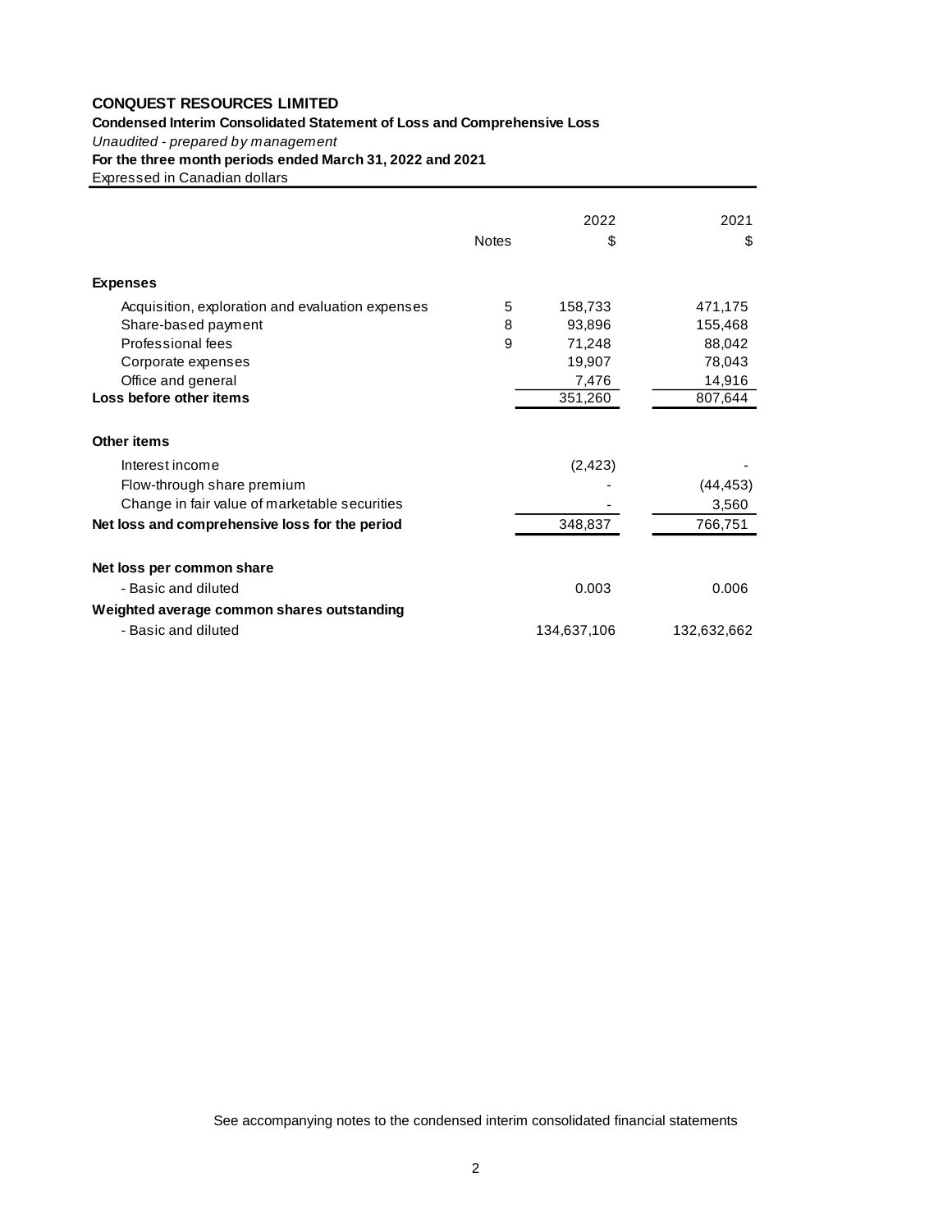**CONQUEST RESOURCES LIMITED**

**Condensed Interim Consolidated Statement of Loss and Comprehensive Loss**

*Unaudited - prepared by management*

**For the three month periods ended March 31, 2022 and 2021**

Expressed in Canadian dollars

| | Notes | 2022<br>$ | 2021<br>$ |
|---|---|---|---|
| **Expenses** | | | |
| Acquisition, exploration and evaluation expenses | 5 | 158,733 | 471,175 |
| Share-based payment | 8 | 93,896 | 155,468 |
| Professional fees | 9 | 71,248 | 88,042 |
| Corporate expenses | | 19,907 | 78,043 |
| Office and general | | 7,476 | 14,916 |
| **Loss before other items** | | 351,260 | 807,644 |
| **Other items** | | | |
| Interest income | | (2,423) | - |
| Flow-through share premium | | - | (44,453) |
| Change in fair value of marketable securities | | - | 3,560 |
| **Net loss and comprehensive loss for the period** | | 348,837 | 766,751 |
| **Net loss per common share** | | | |
| - Basic and diluted | | 0.003 | 0.006 |
| **Weighted average common shares outstanding** | | | |
| - Basic and diluted | | 134,637,106 | 132,632,662 |

See accompanying notes to the condensed interim consolidated financial statements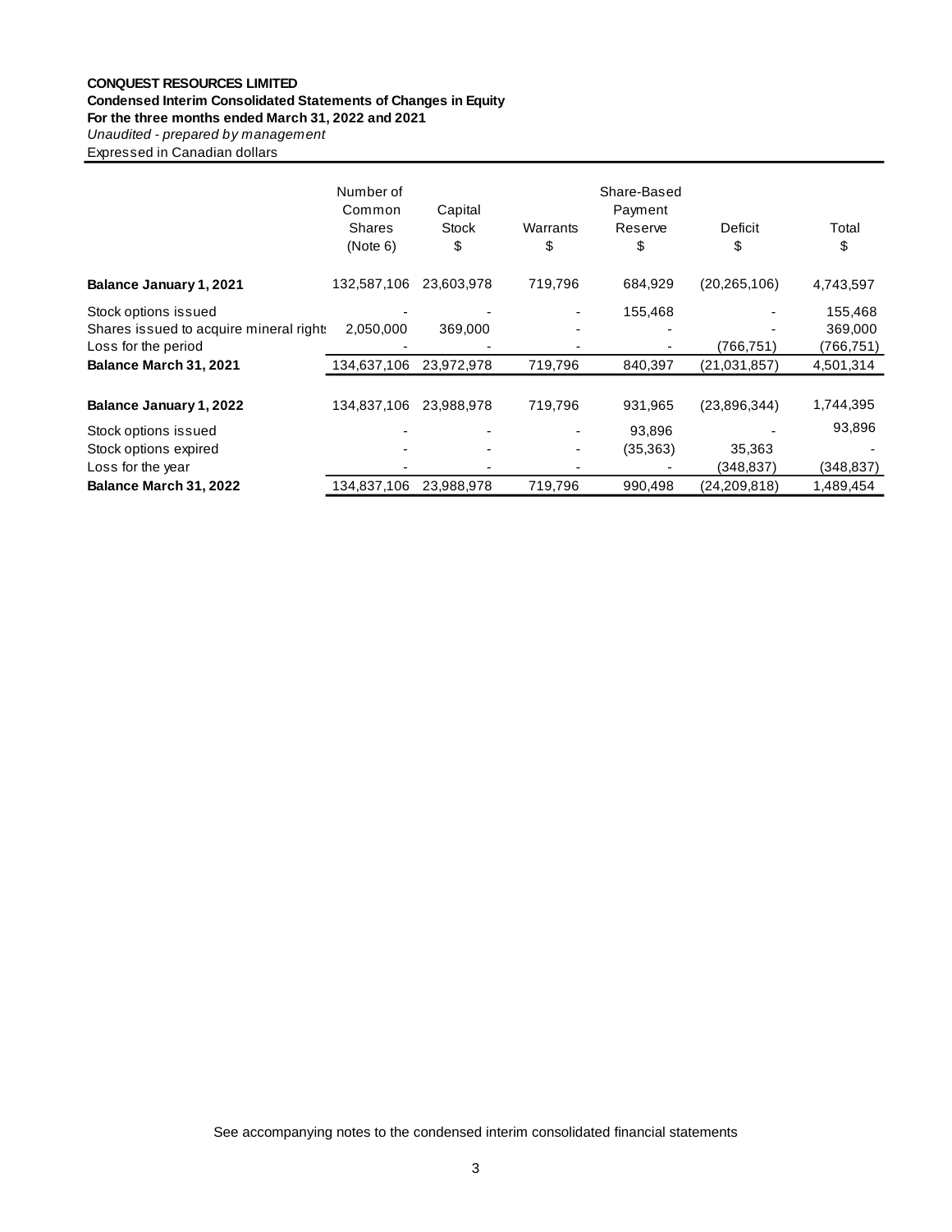**CONQUEST RESOURCES LIMITED**
**Condensed Interim Consolidated Statements of Changes in Equity**
**For the three months ended March 31, 2022 and 2021**
*Unaudited - prepared by management*
Expressed in Canadian dollars

| | Number of Common Shares (Note 6) | Capital Stock $ | Warrants $ | Share-Based Payment Reserve $ | Deficit $ | Total $ |
|---|---|---|---|---|---|---|
| **Balance January 1, 2021** | 132,587,106 | 23,603,978 | 719,796 | 684,929 | (20,265,106) | 4,743,597 |
| Stock options issued | - | - | - | 155,468 | - | 155,468 |
| Shares issued to acquire mineral rights | 2,050,000 | 369,000 | - | - | - | 369,000 |
| Loss for the period | - | - | - | - | (766,751) | (766,751) |
| **Balance March 31, 2021** | 134,637,106 | 23,972,978 | 719,796 | 840,397 | (21,031,857) | 4,501,314 |
| | | | | | | |
| **Balance January 1, 2022** | 134,837,106 | 23,988,978 | 719,796 | 931,965 | (23,896,344) | 1,744,395 |
| Stock options issued | - | - | - | 93,896 | - | 93,896 |
| Stock options expired | - | - | - | (35,363) | 35,363 | - |
| Loss for the year | - | - | - | - | (348,837) | (348,837) |
| **Balance March 31, 2022** | 134,837,106 | 23,988,978 | 719,796 | 990,498 | (24,209,818) | 1,489,454 |

See accompanying notes to the condensed interim consolidated financial statements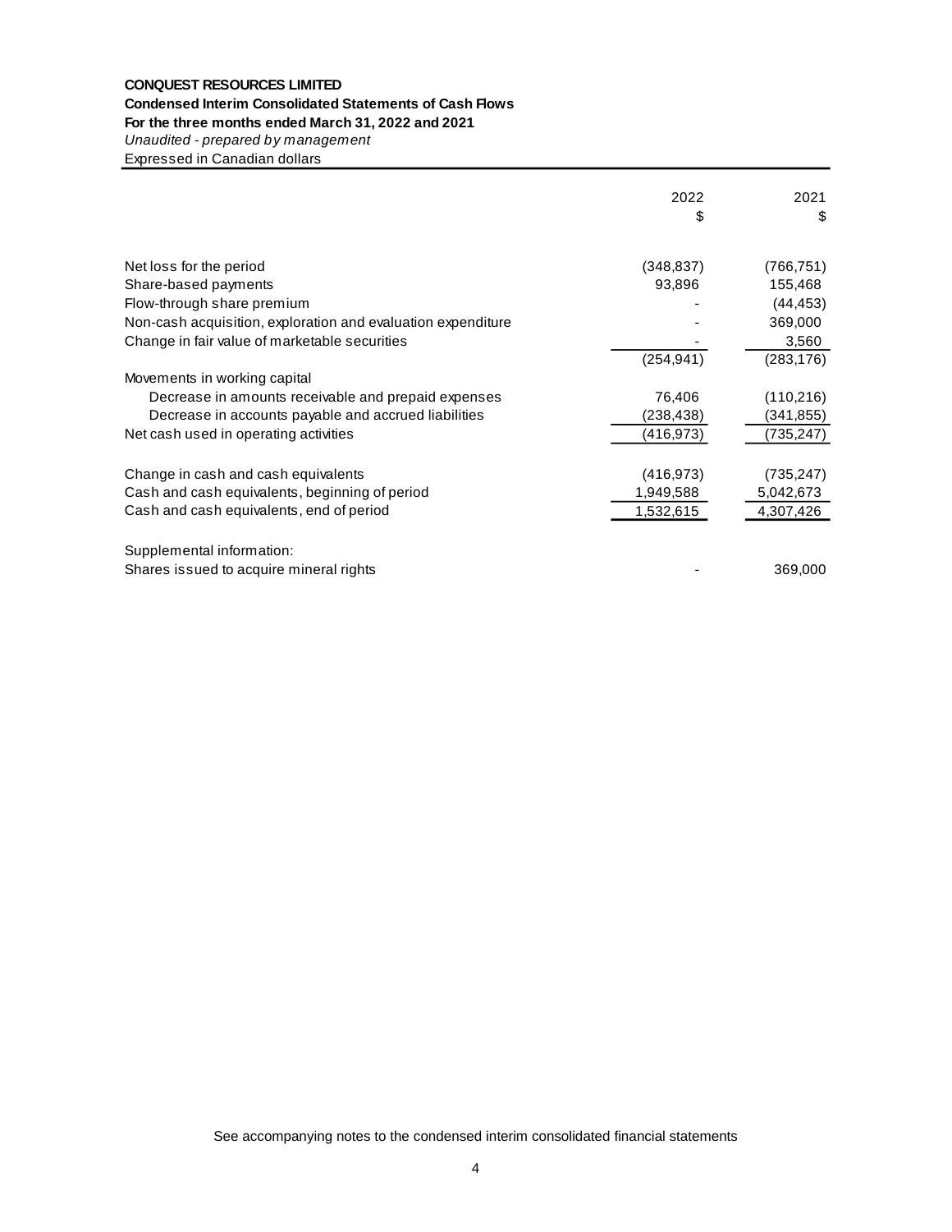**CONQUEST RESOURCES LIMITED**

**Condensed Interim Consolidated Statements of Cash Flows**

**For the three months ended March 31, 2022 and 2021**

*Unaudited - prepared by management*

Expressed in Canadian dollars

| | 2022<br>$ | 2021<br>$ |
|---|---|---|
| Net loss for the period | (348,837) | (766,751) |
| Share-based payments | 93,896 | 155,468 |
| Flow-through share premium | - | (44,453) |
| Non-cash acquisition, exploration and evaluation expenditure | - | 369,000 |
| Change in fair value of marketable securities | - | 3,560 |
| | (254,941) | (283,176) |
| Movements in working capital | | |
| Decrease in amounts receivable and prepaid expenses | 76,406 | (110,216) |
| Decrease in accounts payable and accrued liabilities | (238,438) | (341,855) |
| Net cash used in operating activities | (416,973) | (735,247) |
| | | |
| Change in cash and cash equivalents | (416,973) | (735,247) |
| Cash and cash equivalents, beginning of period | 1,949,588 | 5,042,673 |
| Cash and cash equivalents, end of period | 1,532,615 | 4,307,426 |
| | | |
| Supplemental information: | | |
| Shares issued to acquire mineral rights | - | 369,000 |

See accompanying notes to the condensed interim consolidated financial statements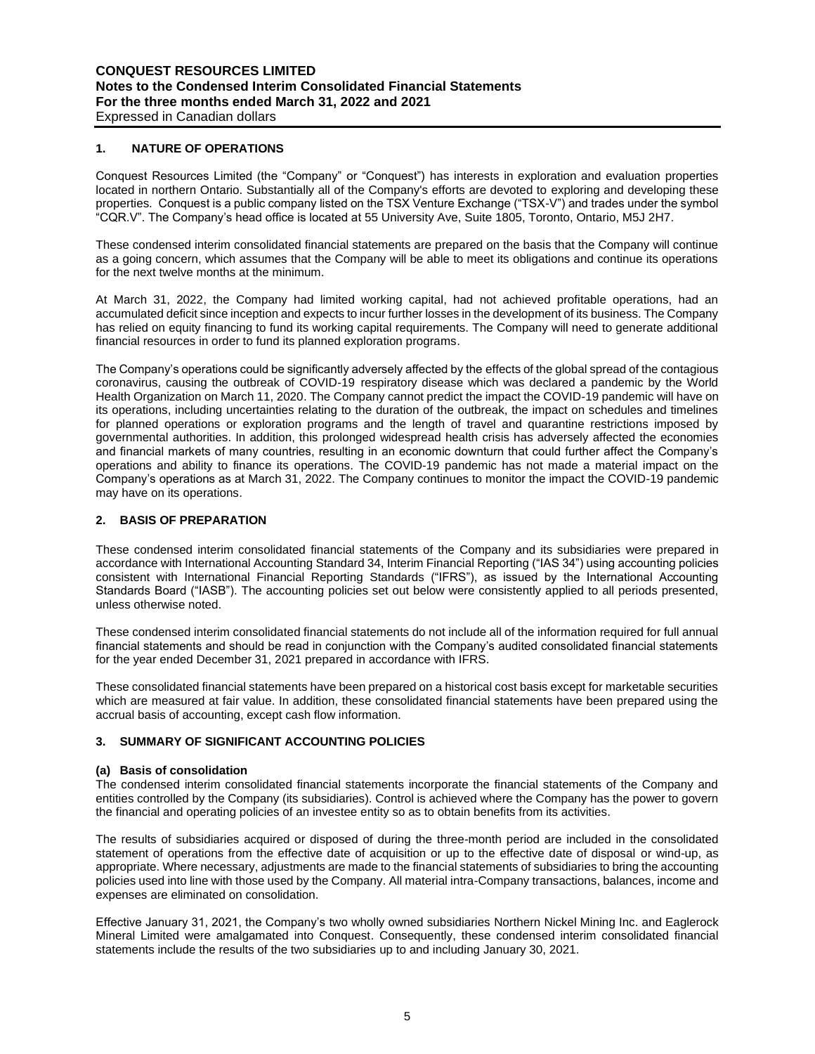## 1. NATURE OF OPERATIONS

Conquest Resources Limited (the "Company" or "Conquest") has interests in exploration and evaluation properties located in northern Ontario. Substantially all of the Company's efforts are devoted to exploring and developing these properties. Conquest is a public company listed on the TSX Venture Exchange ("TSX-V") and trades under the symbol "CQR.V". The Company's head office is located at 55 University Ave, Suite 1805, Toronto, Ontario, M5J 2H7.

These condensed interim consolidated financial statements are prepared on the basis that the Company will continue as a going concern, which assumes that the Company will be able to meet its obligations and continue its operations for the next twelve months at the minimum.

At March 31, 2022, the Company had limited working capital, had not achieved profitable operations, had an accumulated deficit since inception and expects to incur further losses in the development of its business. The Company has relied on equity financing to fund its working capital requirements. The Company will need to generate additional financial resources in order to fund its planned exploration programs.

The Company's operations could be significantly adversely affected by the effects of the global spread of the contagious coronavirus, causing the outbreak of COVID-19 respiratory disease which was declared a pandemic by the World Health Organization on March 11, 2020. The Company cannot predict the impact the COVID-19 pandemic will have on its operations, including uncertainties relating to the duration of the outbreak, the impact on schedules and timelines for planned operations or exploration programs and the length of travel and quarantine restrictions imposed by governmental authorities. In addition, this prolonged widespread health crisis has adversely affected the economies and financial markets of many countries, resulting in an economic downturn that could further affect the Company's operations and ability to finance its operations. The COVID-19 pandemic has not made a material impact on the Company's operations as at March 31, 2022. The Company continues to monitor the impact the COVID-19 pandemic may have on its operations.

## 2. BASIS OF PREPARATION

These condensed interim consolidated financial statements of the Company and its subsidiaries were prepared in accordance with International Accounting Standard 34, Interim Financial Reporting ("IAS 34") using accounting policies consistent with International Financial Reporting Standards ("IFRS"), as issued by the International Accounting Standards Board ("IASB"). The accounting policies set out below were consistently applied to all periods presented, unless otherwise noted.

These condensed interim consolidated financial statements do not include all of the information required for full annual financial statements and should be read in conjunction with the Company's audited consolidated financial statements for the year ended December 31, 2021 prepared in accordance with IFRS.

These consolidated financial statements have been prepared on a historical cost basis except for marketable securities which are measured at fair value. In addition, these consolidated financial statements have been prepared using the accrual basis of accounting, except cash flow information.

## 3. SUMMARY OF SIGNIFICANT ACCOUNTING POLICIES

### (a) Basis of consolidation

The condensed interim consolidated financial statements incorporate the financial statements of the Company and entities controlled by the Company (its subsidiaries). Control is achieved where the Company has the power to govern the financial and operating policies of an investee entity so as to obtain benefits from its activities.

The results of subsidiaries acquired or disposed of during the three-month period are included in the consolidated statement of operations from the effective date of acquisition or up to the effective date of disposal or wind-up, as appropriate. Where necessary, adjustments are made to the financial statements of subsidiaries to bring the accounting policies used into line with those used by the Company. All material intra-Company transactions, balances, income and expenses are eliminated on consolidation.

Effective January 31, 2021, the Company's two wholly owned subsidiaries Northern Nickel Mining Inc. and Eaglerock Mineral Limited were amalgamated into Conquest. Consequently, these condensed interim consolidated financial statements include the results of the two subsidiaries up to and including January 30, 2021.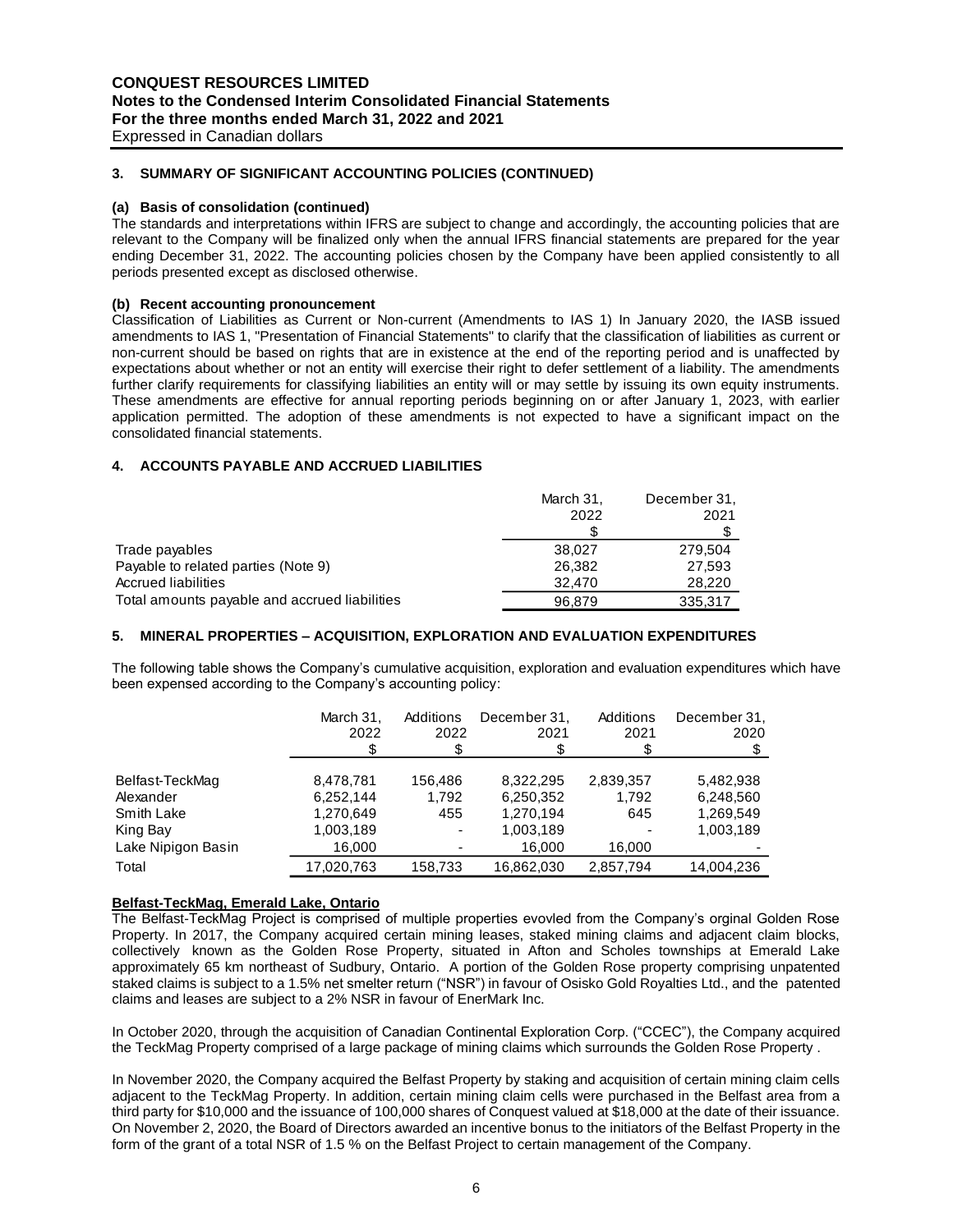## 3. SUMMARY OF SIGNIFICANT ACCOUNTING POLICIES (CONTINUED)

### (a) Basis of consolidation (continued)

The standards and interpretations within IFRS are subject to change and accordingly, the accounting policies that are relevant to the Company will be finalized only when the annual IFRS financial statements are prepared for the year ending December 31, 2022. The accounting policies chosen by the Company have been applied consistently to all periods presented except as disclosed otherwise.

### (b) Recent accounting pronouncement

Classification of Liabilities as Current or Non-current (Amendments to IAS 1) In January 2020, the IASB issued amendments to IAS 1, "Presentation of Financial Statements" to clarify that the classification of liabilities as current or non-current should be based on rights that are in existence at the end of the reporting period and is unaffected by expectations about whether or not an entity will exercise their right to defer settlement of a liability. The amendments further clarify requirements for classifying liabilities an entity will or may settle by issuing its own equity instruments. These amendments are effective for annual reporting periods beginning on or after January 1, 2023, with earlier application permitted. The adoption of these amendments is not expected to have a significant impact on the consolidated financial statements.

## 4. ACCOUNTS PAYABLE AND ACCRUED LIABILITIES

| | March 31, 2022 $ | December 31, 2021 $ |
|---|---|---|
| Trade payables | 38,027 | 279,504 |
| Payable to related parties (Note 9) | 26,382 | 27,593 |
| Accrued liabilities | 32,470 | 28,220 |
| Total amounts payable and accrued liabilities | 96,879 | 335,317 |

## 5. MINERAL PROPERTIES – ACQUISITION, EXPLORATION AND EVALUATION EXPENDITURES

The following table shows the Company's cumulative acquisition, exploration and evaluation expenditures which have been expensed according to the Company's accounting policy:

| | March 31, 2022 $ | Additions 2022 $ | December 31, 2021 $ | Additions 2021 $ | December 31, 2020 $ |
|---|---|---|---|---|---|
| Belfast-TeckMag | 8,478,781 | 156,486 | 8,322,295 | 2,839,357 | 5,482,938 |
| Alexander | 6,252,144 | 1,792 | 6,250,352 | 1,792 | 6,248,560 |
| Smith Lake | 1,270,649 | 455 | 1,270,194 | 645 | 1,269,549 |
| King Bay | 1,003,189 | - | 1,003,189 | - | 1,003,189 |
| Lake Nipigon Basin | 16,000 | - | 16,000 | 16,000 | - |
| Total | 17,020,763 | 158,733 | 16,862,030 | 2,857,794 | 14,004,236 |

**Belfast-TeckMag, Emerald Lake, Ontario**

The Belfast-TeckMag Project is comprised of multiple properties evovled from the Company's orginal Golden Rose Property. In 2017, the Company acquired certain mining leases, staked mining claims and adjacent claim blocks, collectively known as the Golden Rose Property, situated in Afton and Scholes townships at Emerald Lake approximately 65 km northeast of Sudbury, Ontario. A portion of the Golden Rose property comprising unpatented staked claims is subject to a 1.5% net smelter return ("NSR") in favour of Osisko Gold Royalties Ltd., and the patented claims and leases are subject to a 2% NSR in favour of EnerMark Inc.

In October 2020, through the acquisition of Canadian Continental Exploration Corp. ("CCEC"), the Company acquired the TeckMag Property comprised of a large package of mining claims which surrounds the Golden Rose Property .

In November 2020, the Company acquired the Belfast Property by staking and acquisition of certain mining claim cells adjacent to the TeckMag Property. In addition, certain mining claim cells were purchased in the Belfast area from a third party for $10,000 and the issuance of 100,000 shares of Conquest valued at $18,000 at the date of their issuance. On November 2, 2020, the Board of Directors awarded an incentive bonus to the initiators of the Belfast Property in the form of the grant of a total NSR of 1.5 % on the Belfast Project to certain management of the Company.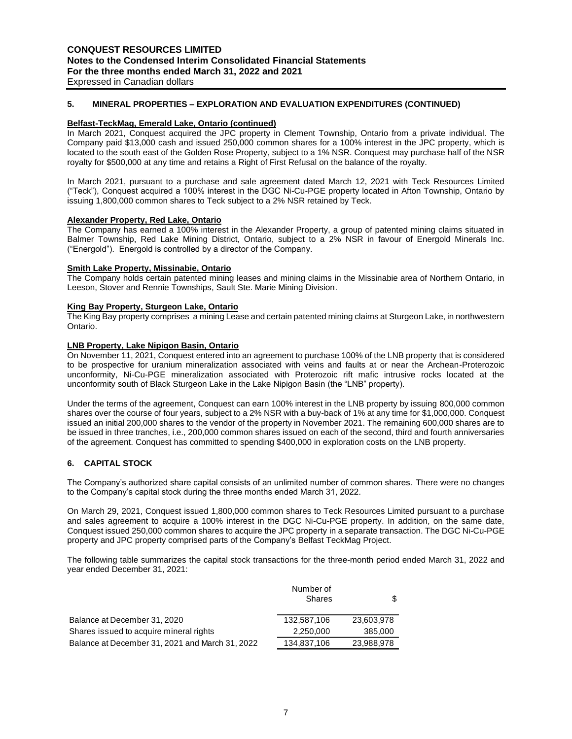## 5. MINERAL PROPERTIES – EXPLORATION AND EVALUATION EXPENDITURES (CONTINUED)

**Belfast-TeckMag, Emerald Lake, Ontario (continued)**

In March 2021, Conquest acquired the JPC property in Clement Township, Ontario from a private individual. The Company paid $13,000 cash and issued 250,000 common shares for a 100% interest in the JPC property, which is located to the south east of the Golden Rose Property, subject to a 1% NSR. Conquest may purchase half of the NSR royalty for $500,000 at any time and retains a Right of First Refusal on the balance of the royalty.

In March 2021, pursuant to a purchase and sale agreement dated March 12, 2021 with Teck Resources Limited ("Teck"), Conquest acquired a 100% interest in the DGC Ni-Cu-PGE property located in Afton Township, Ontario by issuing 1,800,000 common shares to Teck subject to a 2% NSR retained by Teck.

**Alexander Property, Red Lake, Ontario**

The Company has earned a 100% interest in the Alexander Property, a group of patented mining claims situated in Balmer Township, Red Lake Mining District, Ontario, subject to a 2% NSR in favour of Energold Minerals Inc. ("Energold"). Energold is controlled by a director of the Company.

**Smith Lake Property, Missinabie, Ontario**

The Company holds certain patented mining leases and mining claims in the Missinabie area of Northern Ontario, in Leeson, Stover and Rennie Townships, Sault Ste. Marie Mining Division.

**King Bay Property, Sturgeon Lake, Ontario**

The King Bay property comprises a mining Lease and certain patented mining claims at Sturgeon Lake, in northwestern Ontario.

**LNB Property, Lake Nipigon Basin, Ontario**

On November 11, 2021, Conquest entered into an agreement to purchase 100% of the LNB property that is considered to be prospective for uranium mineralization associated with veins and faults at or near the Archean-Proterozoic unconformity, Ni-Cu-PGE mineralization associated with Proterozoic rift mafic intrusive rocks located at the unconformity south of Black Sturgeon Lake in the Lake Nipigon Basin (the "LNB" property).

Under the terms of the agreement, Conquest can earn 100% interest in the LNB property by issuing 800,000 common shares over the course of four years, subject to a 2% NSR with a buy-back of 1% at any time for $1,000,000. Conquest issued an initial 200,000 shares to the vendor of the property in November 2021. The remaining 600,000 shares are to be issued in three tranches, i.e., 200,000 common shares issued on each of the second, third and fourth anniversaries of the agreement. Conquest has committed to spending $400,000 in exploration costs on the LNB property.

## 6. CAPITAL STOCK

The Company's authorized share capital consists of an unlimited number of common shares. There were no changes to the Company's capital stock during the three months ended March 31, 2022.

On March 29, 2021, Conquest issued 1,800,000 common shares to Teck Resources Limited pursuant to a purchase and sales agreement to acquire a 100% interest in the DGC Ni-Cu-PGE property. In addition, on the same date, Conquest issued 250,000 common shares to acquire the JPC property in a separate transaction. The DGC Ni-Cu-PGE property and JPC property comprised parts of the Company's Belfast TeckMag Project.

The following table summarizes the capital stock transactions for the three-month period ended March 31, 2022 and year ended December 31, 2021:

| | Number of Shares | $ |
|---|---|---|
| Balance at December 31, 2020 | 132,587,106 | 23,603,978 |
| Shares issued to acquire mineral rights | 2,250,000 | 385,000 |
| Balance at December 31, 2021 and March 31, 2022 | 134,837,106 | 23,988,978 |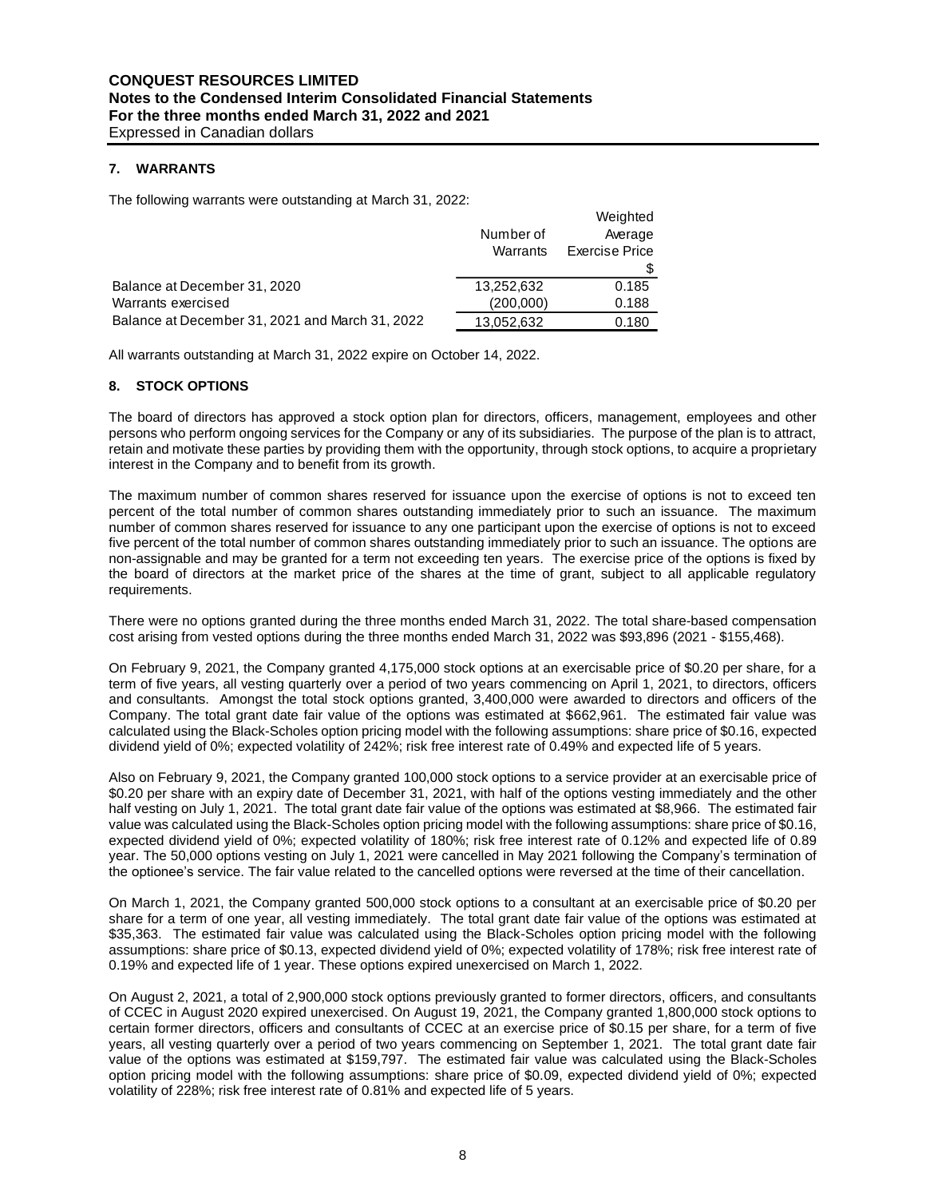## 7. WARRANTS

The following warrants were outstanding at March 31, 2022:

| | Number of Warrants | Weighted Average Exercise Price |
|---|---|---|
| | | $ |
| Balance at December 31, 2020 | 13,252,632 | 0.185 |
| Warrants exercised | (200,000) | 0.188 |
| Balance at December 31, 2021 and March 31, 2022 | 13,052,632 | 0.180 |

All warrants outstanding at March 31, 2022 expire on October 14, 2022.

## 8. STOCK OPTIONS

The board of directors has approved a stock option plan for directors, officers, management, employees and other persons who perform ongoing services for the Company or any of its subsidiaries. The purpose of the plan is to attract, retain and motivate these parties by providing them with the opportunity, through stock options, to acquire a proprietary interest in the Company and to benefit from its growth.

The maximum number of common shares reserved for issuance upon the exercise of options is not to exceed ten percent of the total number of common shares outstanding immediately prior to such an issuance. The maximum number of common shares reserved for issuance to any one participant upon the exercise of options is not to exceed five percent of the total number of common shares outstanding immediately prior to such an issuance. The options are non-assignable and may be granted for a term not exceeding ten years. The exercise price of the options is fixed by the board of directors at the market price of the shares at the time of grant, subject to all applicable regulatory requirements.

There were no options granted during the three months ended March 31, 2022. The total share-based compensation cost arising from vested options during the three months ended March 31, 2022 was $93,896 (2021 - $155,468).

On February 9, 2021, the Company granted 4,175,000 stock options at an exercisable price of $0.20 per share, for a term of five years, all vesting quarterly over a period of two years commencing on April 1, 2021, to directors, officers and consultants. Amongst the total stock options granted, 3,400,000 were awarded to directors and officers of the Company. The total grant date fair value of the options was estimated at $662,961. The estimated fair value was calculated using the Black-Scholes option pricing model with the following assumptions: share price of $0.16, expected dividend yield of 0%; expected volatility of 242%; risk free interest rate of 0.49% and expected life of 5 years.

Also on February 9, 2021, the Company granted 100,000 stock options to a service provider at an exercisable price of $0.20 per share with an expiry date of December 31, 2021, with half of the options vesting immediately and the other half vesting on July 1, 2021. The total grant date fair value of the options was estimated at $8,966. The estimated fair value was calculated using the Black-Scholes option pricing model with the following assumptions: share price of $0.16, expected dividend yield of 0%; expected volatility of 180%; risk free interest rate of 0.12% and expected life of 0.89 year. The 50,000 options vesting on July 1, 2021 were cancelled in May 2021 following the Company's termination of the optionee's service. The fair value related to the cancelled options were reversed at the time of their cancellation.

On March 1, 2021, the Company granted 500,000 stock options to a consultant at an exercisable price of $0.20 per share for a term of one year, all vesting immediately. The total grant date fair value of the options was estimated at $35,363. The estimated fair value was calculated using the Black-Scholes option pricing model with the following assumptions: share price of $0.13, expected dividend yield of 0%; expected volatility of 178%; risk free interest rate of 0.19% and expected life of 1 year. These options expired unexercised on March 1, 2022.

On August 2, 2021, a total of 2,900,000 stock options previously granted to former directors, officers, and consultants of CCEC in August 2020 expired unexercised. On August 19, 2021, the Company granted 1,800,000 stock options to certain former directors, officers and consultants of CCEC at an exercise price of $0.15 per share, for a term of five years, all vesting quarterly over a period of two years commencing on September 1, 2021. The total grant date fair value of the options was estimated at $159,797. The estimated fair value was calculated using the Black-Scholes option pricing model with the following assumptions: share price of $0.09, expected dividend yield of 0%; expected volatility of 228%; risk free interest rate of 0.81% and expected life of 5 years.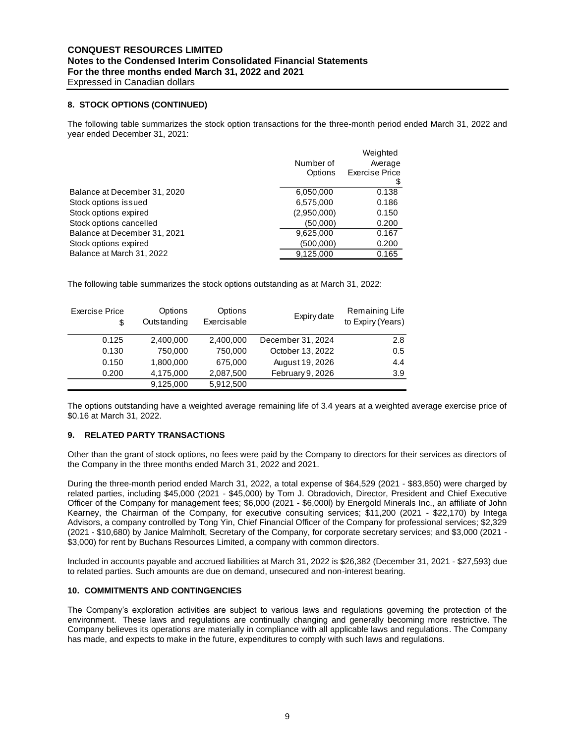## 8. STOCK OPTIONS (CONTINUED)

The following table summarizes the stock option transactions for the three-month period ended March 31, 2022 and year ended December 31, 2021:

| | Number of Options | Weighted Average Exercise Price $ |
|---|---|---|
| Balance at December 31, 2020 | 6,050,000 | 0.138 |
| Stock options issued | 6,575,000 | 0.186 |
| Stock options expired | (2,950,000) | 0.150 |
| Stock options cancelled | (50,000) | 0.200 |
| Balance at December 31, 2021 | 9,625,000 | 0.167 |
| Stock options expired | (500,000) | 0.200 |
| Balance at March 31, 2022 | 9,125,000 | 0.165 |

The following table summarizes the stock options outstanding as at March 31, 2022:

| Exercise Price $ | Options Outstanding | Options Exercisable | Expiry date | Remaining Life to Expiry (Years) |
|---|---|---|---|---|
| 0.125 | 2,400,000 | 2,400,000 | December 31, 2024 | 2.8 |
| 0.130 | 750,000 | 750,000 | October 13, 2022 | 0.5 |
| 0.150 | 1,800,000 | 675,000 | August 19, 2026 | 4.4 |
| 0.200 | 4,175,000 | 2,087,500 | February 9, 2026 | 3.9 |
| | 9,125,000 | 5,912,500 | | |

The options outstanding have a weighted average remaining life of 3.4 years at a weighted average exercise price of $0.16 at March 31, 2022.

## 9. RELATED PARTY TRANSACTIONS

Other than the grant of stock options, no fees were paid by the Company to directors for their services as directors of the Company in the three months ended March 31, 2022 and 2021.

During the three-month period ended March 31, 2022, a total expense of $64,529 (2021 - $83,850) were charged by related parties, including $45,000 (2021 - $45,000) by Tom J. Obradovich, Director, President and Chief Executive Officer of the Company for management fees; $6,000 (2021 - $6,000l) by Energold Minerals Inc., an affiliate of John Kearney, the Chairman of the Company, for executive consulting services; $11,200 (2021 - $22,170) by Intega Advisors, a company controlled by Tong Yin, Chief Financial Officer of the Company for professional services; $2,329 (2021 - $10,680) by Janice Malmholt, Secretary of the Company, for corporate secretary services; and $3,000 (2021 - $3,000) for rent by Buchans Resources Limited, a company with common directors.

Included in accounts payable and accrued liabilities at March 31, 2022 is $26,382 (December 31, 2021 - $27,593) due to related parties. Such amounts are due on demand, unsecured and non-interest bearing.

## 10. COMMITMENTS AND CONTINGENCIES

The Company's exploration activities are subject to various laws and regulations governing the protection of the environment. These laws and regulations are continually changing and generally becoming more restrictive. The Company believes its operations are materially in compliance with all applicable laws and regulations. The Company has made, and expects to make in the future, expenditures to comply with such laws and regulations.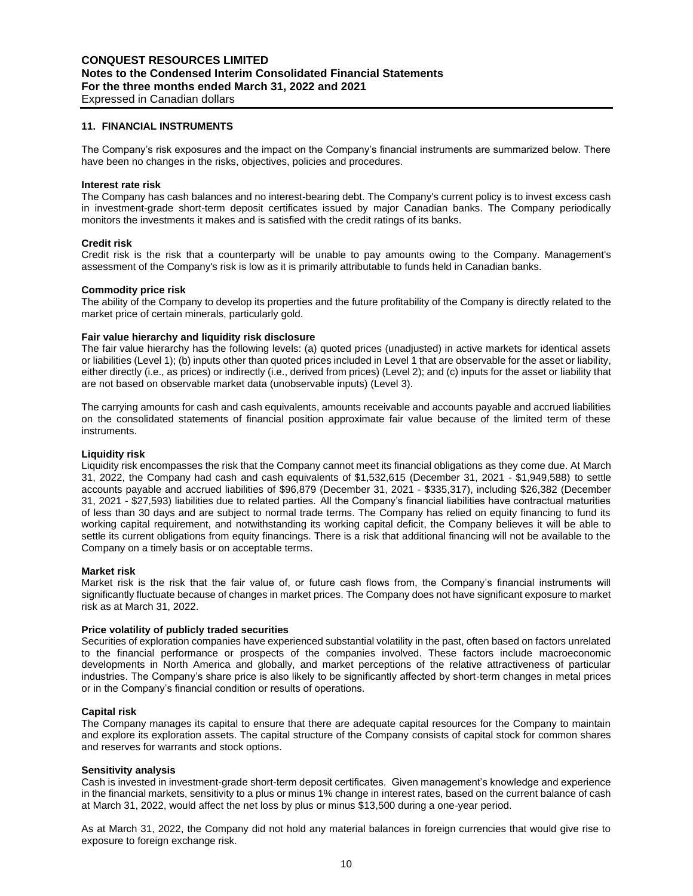## 11. FINANCIAL INSTRUMENTS

The Company's risk exposures and the impact on the Company's financial instruments are summarized below. There have been no changes in the risks, objectives, policies and procedures.

**Interest rate risk**
The Company has cash balances and no interest-bearing debt. The Company's current policy is to invest excess cash in investment-grade short-term deposit certificates issued by major Canadian banks. The Company periodically monitors the investments it makes and is satisfied with the credit ratings of its banks.

**Credit risk**
Credit risk is the risk that a counterparty will be unable to pay amounts owing to the Company. Management's assessment of the Company's risk is low as it is primarily attributable to funds held in Canadian banks.

**Commodity price risk**
The ability of the Company to develop its properties and the future profitability of the Company is directly related to the market price of certain minerals, particularly gold.

**Fair value hierarchy and liquidity risk disclosure**
The fair value hierarchy has the following levels: (a) quoted prices (unadjusted) in active markets for identical assets or liabilities (Level 1); (b) inputs other than quoted prices included in Level 1 that are observable for the asset or liability, either directly (i.e., as prices) or indirectly (i.e., derived from prices) (Level 2); and (c) inputs for the asset or liability that are not based on observable market data (unobservable inputs) (Level 3).

The carrying amounts for cash and cash equivalents, amounts receivable and accounts payable and accrued liabilities on the consolidated statements of financial position approximate fair value because of the limited term of these instruments.

**Liquidity risk**
Liquidity risk encompasses the risk that the Company cannot meet its financial obligations as they come due. At March 31, 2022, the Company had cash and cash equivalents of $1,532,615 (December 31, 2021 - $1,949,588) to settle accounts payable and accrued liabilities of $96,879 (December 31, 2021 - $335,317), including $26,382 (December 31, 2021 - $27,593) liabilities due to related parties. All the Company's financial liabilities have contractual maturities of less than 30 days and are subject to normal trade terms. The Company has relied on equity financing to fund its working capital requirement, and notwithstanding its working capital deficit, the Company believes it will be able to settle its current obligations from equity financings. There is a risk that additional financing will not be available to the Company on a timely basis or on acceptable terms.

**Market risk**
Market risk is the risk that the fair value of, or future cash flows from, the Company's financial instruments will significantly fluctuate because of changes in market prices. The Company does not have significant exposure to market risk as at March 31, 2022.

**Price volatility of publicly traded securities**
Securities of exploration companies have experienced substantial volatility in the past, often based on factors unrelated to the financial performance or prospects of the companies involved. These factors include macroeconomic developments in North America and globally, and market perceptions of the relative attractiveness of particular industries. The Company's share price is also likely to be significantly affected by short-term changes in metal prices or in the Company's financial condition or results of operations.

**Capital risk**
The Company manages its capital to ensure that there are adequate capital resources for the Company to maintain and explore its exploration assets. The capital structure of the Company consists of capital stock for common shares and reserves for warrants and stock options.

**Sensitivity analysis**
Cash is invested in investment-grade short-term deposit certificates. Given management's knowledge and experience in the financial markets, sensitivity to a plus or minus 1% change in interest rates, based on the current balance of cash at March 31, 2022, would affect the net loss by plus or minus $13,500 during a one-year period.

As at March 31, 2022, the Company did not hold any material balances in foreign currencies that would give rise to exposure to foreign exchange risk.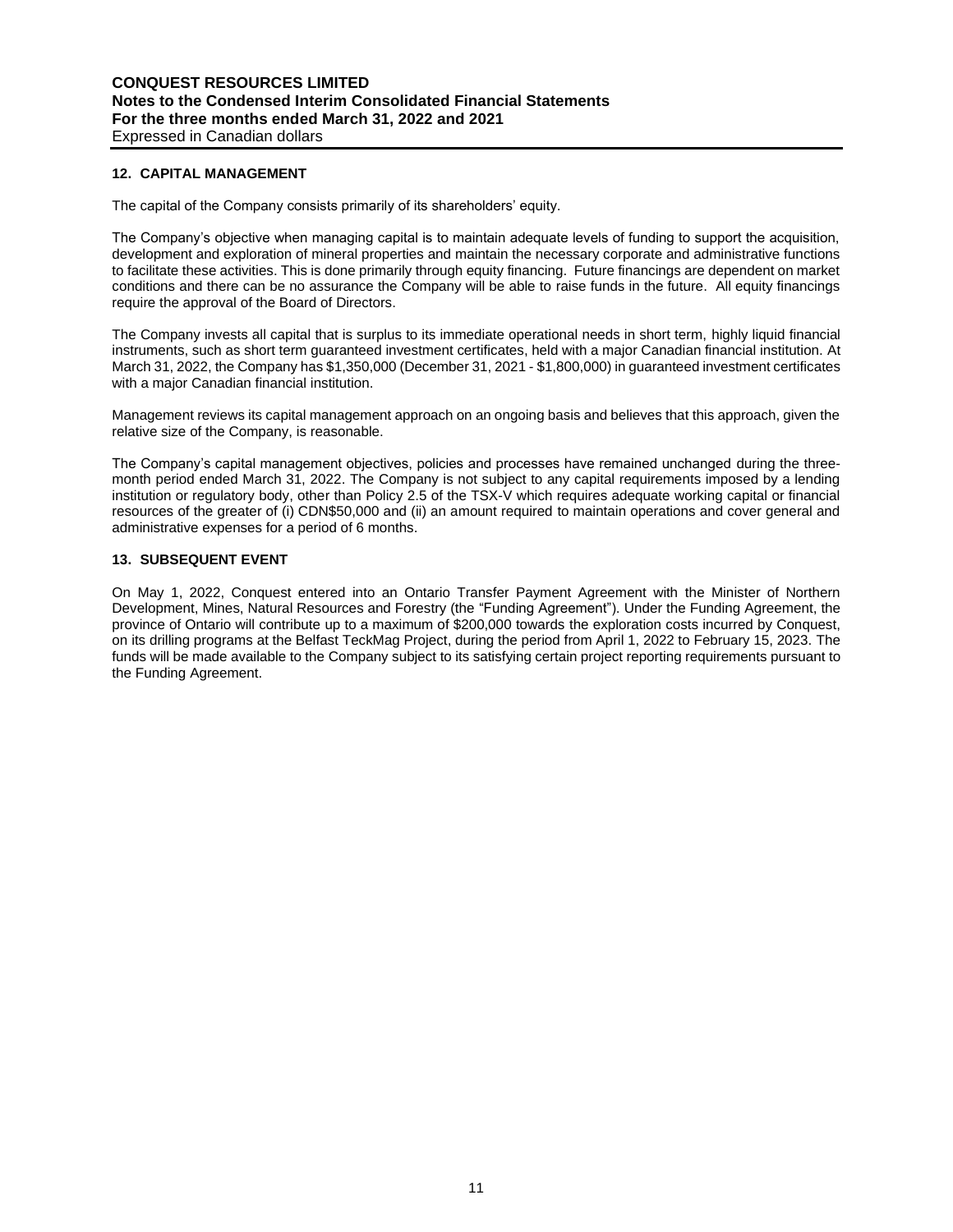## 12. CAPITAL MANAGEMENT

The capital of the Company consists primarily of its shareholders' equity.

The Company's objective when managing capital is to maintain adequate levels of funding to support the acquisition, development and exploration of mineral properties and maintain the necessary corporate and administrative functions to facilitate these activities. This is done primarily through equity financing. Future financings are dependent on market conditions and there can be no assurance the Company will be able to raise funds in the future. All equity financings require the approval of the Board of Directors.

The Company invests all capital that is surplus to its immediate operational needs in short term, highly liquid financial instruments, such as short term guaranteed investment certificates, held with a major Canadian financial institution. At March 31, 2022, the Company has $1,350,000 (December 31, 2021 - $1,800,000) in guaranteed investment certificates with a major Canadian financial institution.

Management reviews its capital management approach on an ongoing basis and believes that this approach, given the relative size of the Company, is reasonable.

The Company's capital management objectives, policies and processes have remained unchanged during the three-month period ended March 31, 2022. The Company is not subject to any capital requirements imposed by a lending institution or regulatory body, other than Policy 2.5 of the TSX-V which requires adequate working capital or financial resources of the greater of (i) CDN$50,000 and (ii) an amount required to maintain operations and cover general and administrative expenses for a period of 6 months.

## 13. SUBSEQUENT EVENT

On May 1, 2022, Conquest entered into an Ontario Transfer Payment Agreement with the Minister of Northern Development, Mines, Natural Resources and Forestry (the "Funding Agreement"). Under the Funding Agreement, the province of Ontario will contribute up to a maximum of $200,000 towards the exploration costs incurred by Conquest, on its drilling programs at the Belfast TeckMag Project, during the period from April 1, 2022 to February 15, 2023. The funds will be made available to the Company subject to its satisfying certain project reporting requirements pursuant to the Funding Agreement.